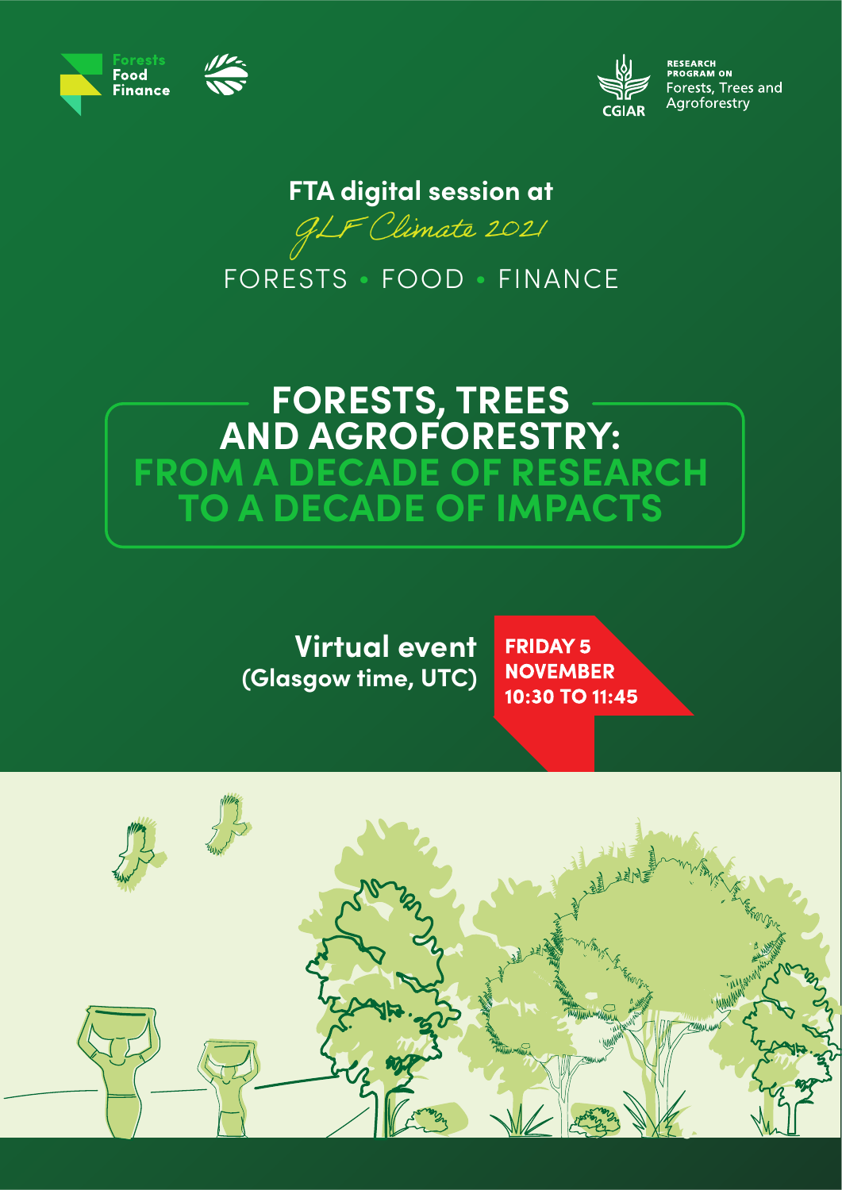Forests Food Finance

RESEARCH PROGRAM ON Forests, Trees and Agroforestry

CGIAR

FTA digital session at

*GLF Climate 2021*

FORESTS • FOOD • FINANCE

# FORESTS, TREES AND AGROFORESTRY: FROM A DECADE OF RESEARCH TO A DECADE OF IMPACTS

**Virtual event (Glasgow time, UTC)**

**FRIDAY 5 NOVEMBER 10:30 TO 11:45**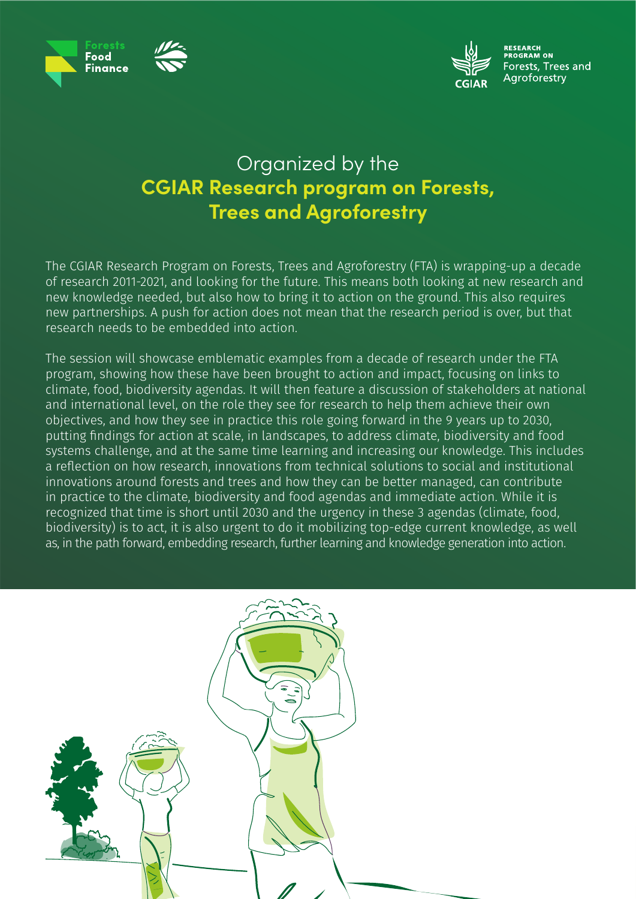Organized by the

# CGIAR Research program on Forests, Trees and Agroforestry

The CGIAR Research Program on Forests, Trees and Agroforestry (FTA) is wrapping-up a decade of research 2011-2021, and looking for the future. This means both looking at new research and new knowledge needed, but also how to bring it to action on the ground. This also requires new partnerships. A push for action does not mean that the research period is over, but that research needs to be embedded into action.

The session will showcase emblematic examples from a decade of research under the FTA program, showing how these have been brought to action and impact, focusing on links to climate, food, biodiversity agendas. It will then feature a discussion of stakeholders at national and international level, on the role they see for research to help them achieve their own objectives, and how they see in practice this role going forward in the 9 years up to 2030, putting findings for action at scale, in landscapes, to address climate, biodiversity and food systems challenge, and at the same time learning and increasing our knowledge. This includes a reflection on how research, innovations from technical solutions to social and institutional innovations around forests and trees and how they can be better managed, can contribute in practice to the climate, biodiversity and food agendas and immediate action. While it is recognized that time is short until 2030 and the urgency in these 3 agendas (climate, food, biodiversity) is to act, it is also urgent to do it mobilizing top-edge current knowledge, as well as, in the path forward, embedding research, further learning and knowledge generation into action.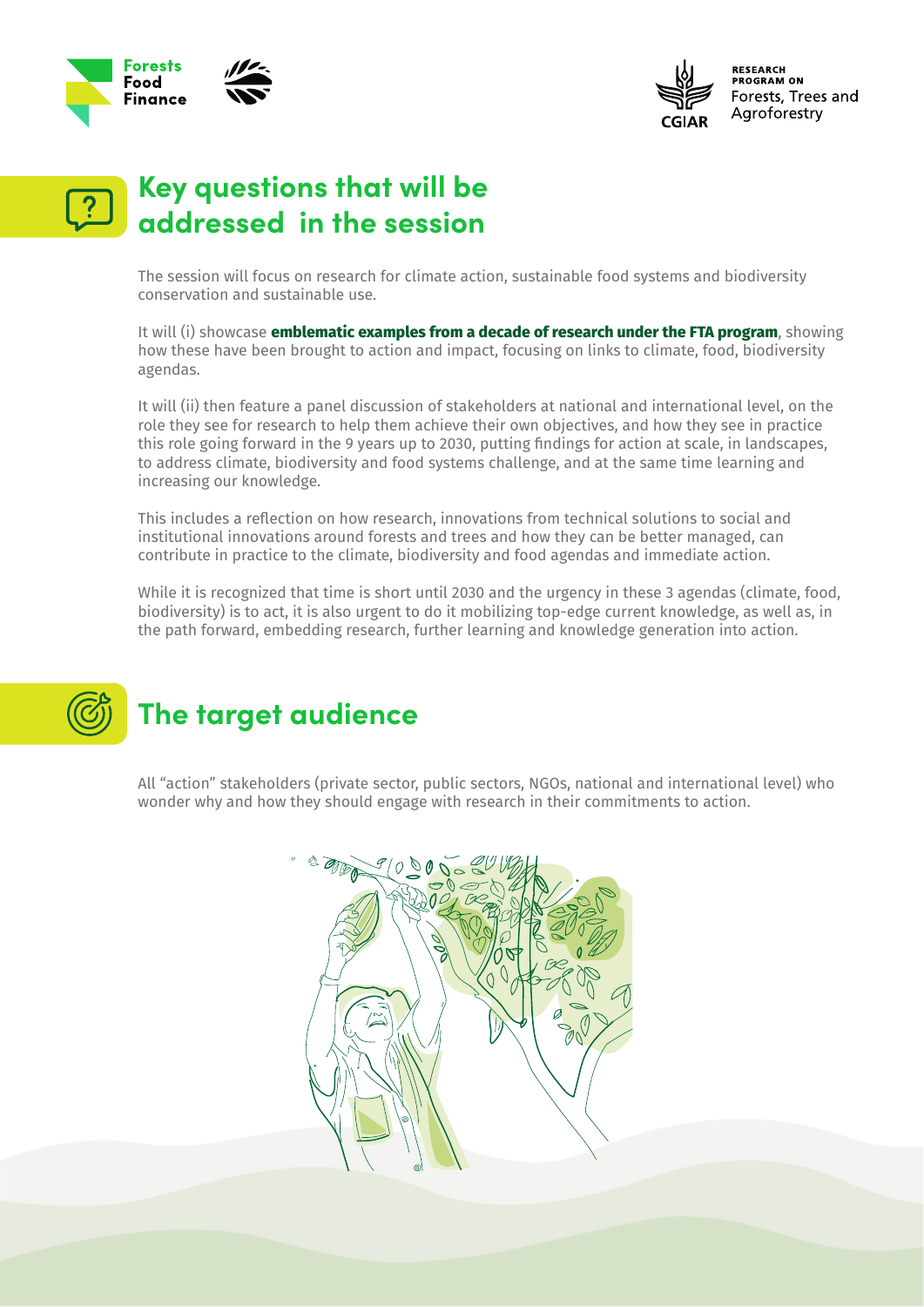## Key questions that will be addressed in the session

The session will focus on research for climate action, sustainable food systems and biodiversity conservation and sustainable use.

It will (i) showcase **emblematic examples from a decade of research under the FTA program**, showing how these have been brought to action and impact, focusing on links to climate, food, biodiversity agendas.

It will (ii) then feature a panel discussion of stakeholders at national and international level, on the role they see for research to help them achieve their own objectives, and how they see in practice this role going forward in the 9 years up to 2030, putting findings for action at scale, in landscapes, to address climate, biodiversity and food systems challenge, and at the same time learning and increasing our knowledge.

This includes a reflection on how research, innovations from technical solutions to social and institutional innovations around forests and trees and how they can be better managed, can contribute in practice to the climate, biodiversity and food agendas and immediate action.

While it is recognized that time is short until 2030 and the urgency in these 3 agendas (climate, food, biodiversity) is to act, it is also urgent to do it mobilizing top-edge current knowledge, as well as, in the path forward, embedding research, further learning and knowledge generation into action.

## The target audience

All "action" stakeholders (private sector, public sectors, NGOs, national and international level) who wonder why and how they should engage with research in their commitments to action.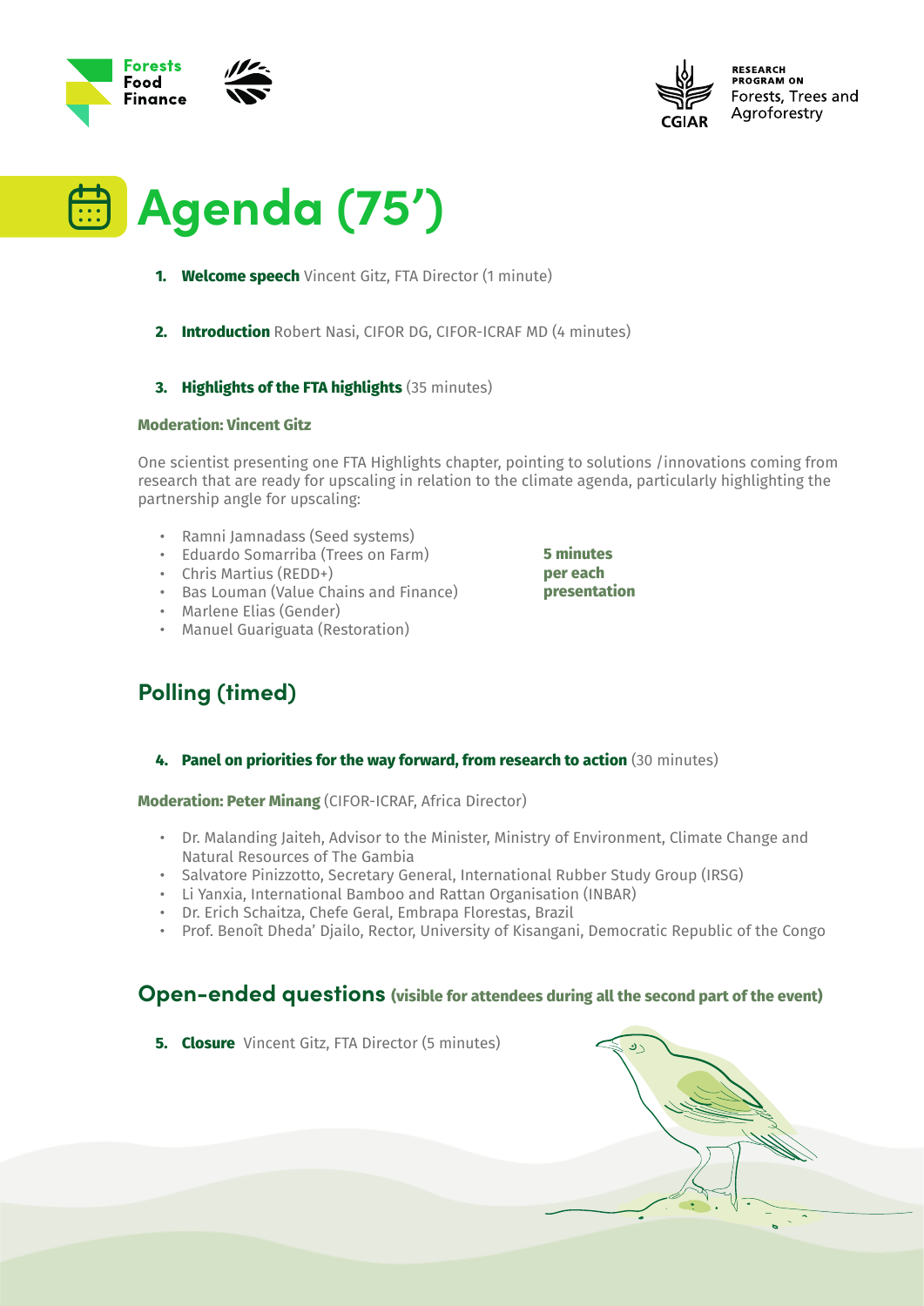Forests Food Finance

RESEARCH PROGRAM ON Forests, Trees and Agroforestry

CGIAR

# Agenda (75')

1. **Welcome speech** Vincent Gitz, FTA Director (1 minute)

2. **Introduction** Robert Nasi, CIFOR DG, CIFOR-ICRAF MD (4 minutes)

3. **Highlights of the FTA highlights** (35 minutes)

**Moderation: Vincent Gitz**

One scientist presenting one FTA Highlights chapter, pointing to solutions /innovations coming from research that are ready for upscaling in relation to the climate agenda, particularly highlighting the partnership angle for upscaling:

- Ramni Jamnadass (Seed systems)
- Eduardo Somarriba (Trees on Farm)
- Chris Martius (REDD+)
- Bas Louman (Value Chains and Finance)
- Marlene Elias (Gender)
- Manuel Guariguata (Restoration)

**5 minutes per each presentation**

## Polling (timed)

4. **Panel on priorities for the way forward, from research to action** (30 minutes)

**Moderation: Peter Minang** (CIFOR-ICRAF, Africa Director)

- Dr. Malanding Jaiteh, Advisor to the Minister, Ministry of Environment, Climate Change and Natural Resources of The Gambia
- Salvatore Pinizzotto, Secretary General, International Rubber Study Group (IRSG)
- Li Yanxia, International Bamboo and Rattan Organisation (INBAR)
- Dr. Erich Schaitza, Chefe Geral, Embrapa Florestas, Brazil
- Prof. Benoît Dheda' Djailo, Rector, University of Kisangani, Democratic Republic of the Congo

## Open-ended questions **(visible for attendees during all the second part of the event)**

5. **Closure** Vincent Gitz, FTA Director (5 minutes)